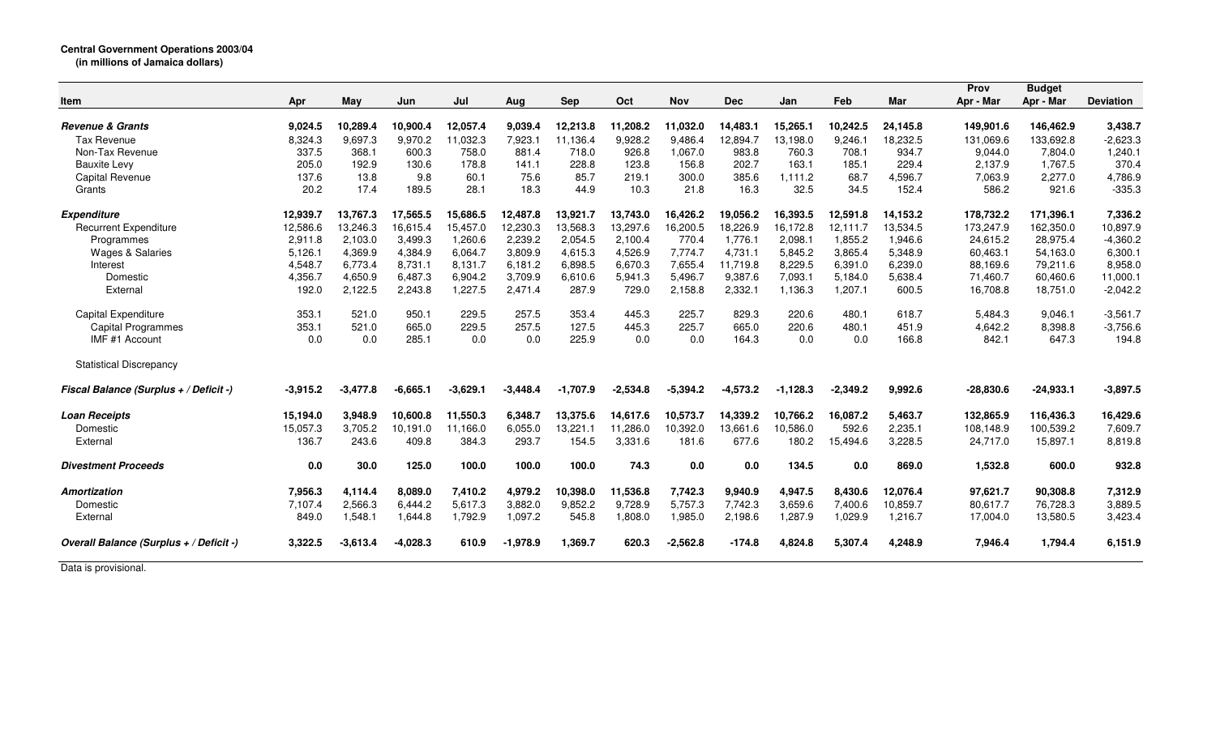**Central Government Operations 2003/04**
**(in millions of Jamaica dollars)**

| Item | Apr | May | Jun | Jul | Aug | Sep | Oct | Nov | Dec | Jan | Feb | Mar | Prov Apr - Mar | Budget Apr - Mar | Deviation |
|---|---|---|---|---|---|---|---|---|---|---|---|---|---|---|---|
| ***Revenue & Grants*** | **9,024.5** | **10,289.4** | **10,900.4** | **12,057.4** | **9,039.4** | **12,213.8** | **11,208.2** | **11,032.0** | **14,483.1** | **15,265.1** | **10,242.5** | **24,145.8** | **149,901.6** | **146,462.9** | **3,438.7** |
| Tax Revenue | 8,324.3 | 9,697.3 | 9,970.2 | 11,032.3 | 7,923.1 | 11,136.4 | 9,928.2 | 9,486.4 | 12,894.7 | 13,198.0 | 9,246.1 | 18,232.5 | 131,069.6 | 133,692.8 | -2,623.3 |
| Non-Tax Revenue | 337.5 | 368.1 | 600.3 | 758.0 | 881.4 | 718.0 | 926.8 | 1,067.0 | 983.8 | 760.3 | 708.1 | 934.7 | 9,044.0 | 7,804.0 | 1,240.1 |
| Bauxite Levy | 205.0 | 192.9 | 130.6 | 178.8 | 141.1 | 228.8 | 123.8 | 156.8 | 202.7 | 163.1 | 185.1 | 229.4 | 2,137.9 | 1,767.5 | 370.4 |
| Capital Revenue | 137.6 | 13.8 | 9.8 | 60.1 | 75.6 | 85.7 | 219.1 | 300.0 | 385.6 | 1,111.2 | 68.7 | 4,596.7 | 7,063.9 | 2,277.0 | 4,786.9 |
| Grants | 20.2 | 17.4 | 189.5 | 28.1 | 18.3 | 44.9 | 10.3 | 21.8 | 16.3 | 32.5 | 34.5 | 152.4 | 586.2 | 921.6 | -335.3 |
| ***Expenditure*** | **12,939.7** | **13,767.3** | **17,565.5** | **15,686.5** | **12,487.8** | **13,921.7** | **13,743.0** | **16,426.2** | **19,056.2** | **16,393.5** | **12,591.8** | **14,153.2** | **178,732.2** | **171,396.1** | **7,336.2** |
| Recurrent Expenditure | 12,586.6 | 13,246.3 | 16,615.4 | 15,457.0 | 12,230.3 | 13,568.3 | 13,297.6 | 16,200.5 | 18,226.9 | 16,172.8 | 12,111.7 | 13,534.5 | 173,247.9 | 162,350.0 | 10,897.9 |
| Programmes | 2,911.8 | 2,103.0 | 3,499.3 | 1,260.6 | 2,239.2 | 2,054.5 | 2,100.4 | 770.4 | 1,776.1 | 2,098.1 | 1,855.2 | 1,946.6 | 24,615.2 | 28,975.4 | -4,360.2 |
| Wages & Salaries | 5,126.1 | 4,369.9 | 4,384.9 | 6,064.7 | 3,809.9 | 4,615.3 | 4,526.9 | 7,774.7 | 4,731.1 | 5,845.2 | 3,865.4 | 5,348.9 | 60,463.1 | 54,163.0 | 6,300.1 |
| Interest | 4,548.7 | 6,773.4 | 8,731.1 | 8,131.7 | 6,181.2 | 6,898.5 | 6,670.3 | 7,655.4 | 11,719.8 | 8,229.5 | 6,391.0 | 6,239.0 | 88,169.6 | 79,211.6 | 8,958.0 |
| Domestic | 4,356.7 | 4,650.9 | 6,487.3 | 6,904.2 | 3,709.9 | 6,610.6 | 5,941.3 | 5,496.7 | 9,387.6 | 7,093.1 | 5,184.0 | 5,638.4 | 71,460.7 | 60,460.6 | 11,000.1 |
| External | 192.0 | 2,122.5 | 2,243.8 | 1,227.5 | 2,471.4 | 287.9 | 729.0 | 2,158.8 | 2,332.1 | 1,136.3 | 1,207.1 | 600.5 | 16,708.8 | 18,751.0 | -2,042.2 |
| Capital Expenditure | 353.1 | 521.0 | 950.1 | 229.5 | 257.5 | 353.4 | 445.3 | 225.7 | 829.3 | 220.6 | 480.1 | 618.7 | 5,484.3 | 9,046.1 | -3,561.7 |
| Capital Programmes | 353.1 | 521.0 | 665.0 | 229.5 | 257.5 | 127.5 | 445.3 | 225.7 | 665.0 | 220.6 | 480.1 | 451.9 | 4,642.2 | 8,398.8 | -3,756.6 |
| IMF #1 Account | 0.0 | 0.0 | 285.1 | 0.0 | 0.0 | 225.9 | 0.0 | 0.0 | 164.3 | 0.0 | 0.0 | 166.8 | 842.1 | 647.3 | 194.8 |
| Statistical Discrepancy | | | | | | | | | | | | | | | |
| ***Fiscal Balance (Surplus + / Deficit -)*** | **-3,915.2** | **-3,477.8** | **-6,665.1** | **-3,629.1** | **-3,448.4** | **-1,707.9** | **-2,534.8** | **-5,394.2** | **-4,573.2** | **-1,128.3** | **-2,349.2** | **9,992.6** | **-28,830.6** | **-24,933.1** | **-3,897.5** |
| ***Loan Receipts*** | **15,194.0** | **3,948.9** | **10,600.8** | **11,550.3** | **6,348.7** | **13,375.6** | **14,617.6** | **10,573.7** | **14,339.2** | **10,766.2** | **16,087.2** | **5,463.7** | **132,865.9** | **116,436.3** | **16,429.6** |
| Domestic | 15,057.3 | 3,705.2 | 10,191.0 | 11,166.0 | 6,055.0 | 13,221.1 | 11,286.0 | 10,392.0 | 13,661.6 | 10,586.0 | 592.6 | 2,235.1 | 108,148.9 | 100,539.2 | 7,609.7 |
| External | 136.7 | 243.6 | 409.8 | 384.3 | 293.7 | 154.5 | 3,331.6 | 181.6 | 677.6 | 180.2 | 15,494.6 | 3,228.5 | 24,717.0 | 15,897.1 | 8,819.8 |
| ***Divestment Proceeds*** | **0.0** | **30.0** | **125.0** | **100.0** | **100.0** | **100.0** | **74.3** | **0.0** | **0.0** | **134.5** | **0.0** | **869.0** | **1,532.8** | **600.0** | **932.8** |
| ***Amortization*** | **7,956.3** | **4,114.4** | **8,089.0** | **7,410.2** | **4,979.2** | **10,398.0** | **11,536.8** | **7,742.3** | **9,940.9** | **4,947.5** | **8,430.6** | **12,076.4** | **97,621.7** | **90,308.8** | **7,312.9** |
| Domestic | 7,107.4 | 2,566.3 | 6,444.2 | 5,617.3 | 3,882.0 | 9,852.2 | 9,728.9 | 5,757.3 | 7,742.3 | 3,659.6 | 7,400.6 | 10,859.7 | 80,617.7 | 76,728.3 | 3,889.5 |
| External | 849.0 | 1,548.1 | 1,644.8 | 1,792.9 | 1,097.2 | 545.8 | 1,808.0 | 1,985.0 | 2,198.6 | 1,287.9 | 1,029.9 | 1,216.7 | 17,004.0 | 13,580.5 | 3,423.4 |
| ***Overall Balance (Surplus + / Deficit -)*** | **3,322.5** | **-3,613.4** | **-4,028.3** | **610.9** | **-1,978.9** | **1,369.7** | **620.3** | **-2,562.8** | **-174.8** | **4,824.8** | **5,307.4** | **4,248.9** | **7,946.4** | **1,794.4** | **6,151.9** |

Data is provisional.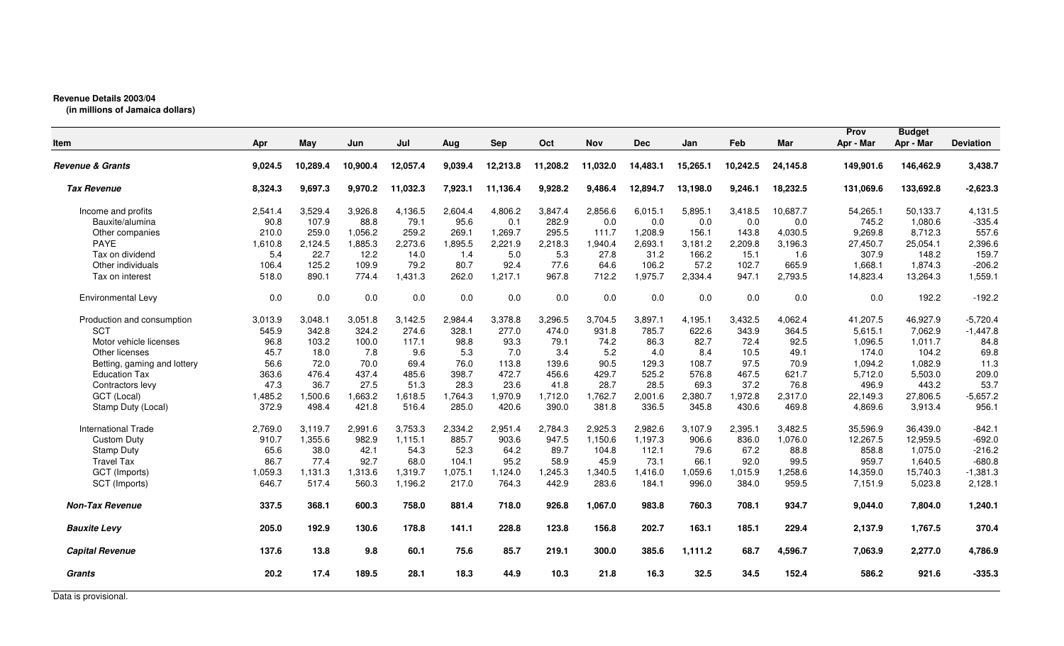**Revenue Details 2003/04**
**(in millions of Jamaica dollars)**

| Item | Apr | May | Jun | Jul | Aug | Sep | Oct | Nov | Dec | Jan | Feb | Mar | Prov Apr - Mar | Budget Apr - Mar | Deviation |
|---|---|---|---|---|---|---|---|---|---|---|---|---|---|---|---|
| ***Revenue & Grants*** | **9,024.5** | **10,289.4** | **10,900.4** | **12,057.4** | **9,039.4** | **12,213.8** | **11,208.2** | **11,032.0** | **14,483.1** | **15,265.1** | **10,242.5** | **24,145.8** | **149,901.6** | **146,462.9** | **3,438.7** |
| ***Tax Revenue*** | **8,324.3** | **9,697.3** | **9,970.2** | **11,032.3** | **7,923.1** | **11,136.4** | **9,928.2** | **9,486.4** | **12,894.7** | **13,198.0** | **9,246.1** | **18,232.5** | **131,069.6** | **133,692.8** | **-2,623.3** |
| Income and profits | 2,541.4 | 3,529.4 | 3,926.8 | 4,136.5 | 2,604.4 | 4,806.2 | 3,847.4 | 2,856.6 | 6,015.1 | 5,895.1 | 3,418.5 | 10,687.7 | 54,265.1 | 50,133.7 | 4,131.5 |
| Bauxite/alumina | 90.8 | 107.9 | 88.8 | 79.1 | 95.6 | 0.1 | 282.9 | 0.0 | 0.0 | 0.0 | 0.0 | 0.0 | 745.2 | 1,080.6 | -335.4 |
| Other companies | 210.0 | 259.0 | 1,056.2 | 259.2 | 269.1 | 1,269.7 | 295.5 | 111.7 | 1,208.9 | 156.1 | 143.8 | 4,030.5 | 9,269.8 | 8,712.3 | 557.6 |
| PAYE | 1,610.8 | 2,124.5 | 1,885.3 | 2,273.6 | 1,895.5 | 2,221.9 | 2,218.3 | 1,940.4 | 2,693.1 | 3,181.2 | 2,209.8 | 3,196.3 | 27,450.7 | 25,054.1 | 2,396.6 |
| Tax on dividend | 5.4 | 22.7 | 12.2 | 14.0 | 1.4 | 5.0 | 5.3 | 27.8 | 31.2 | 166.2 | 15.1 | 1.6 | 307.9 | 148.2 | 159.7 |
| Other individuals | 106.4 | 125.2 | 109.9 | 79.2 | 80.7 | 92.4 | 77.6 | 64.6 | 106.2 | 57.2 | 102.7 | 665.9 | 1,668.1 | 1,874.3 | -206.2 |
| Tax on interest | 518.0 | 890.1 | 774.4 | 1,431.3 | 262.0 | 1,217.1 | 967.8 | 712.2 | 1,975.7 | 2,334.4 | 947.1 | 2,793.5 | 14,823.4 | 13,264.3 | 1,559.1 |
| Environmental Levy | 0.0 | 0.0 | 0.0 | 0.0 | 0.0 | 0.0 | 0.0 | 0.0 | 0.0 | 0.0 | 0.0 | 0.0 | 0.0 | 192.2 | -192.2 |
| Production and consumption | 3,013.9 | 3,048.1 | 3,051.8 | 3,142.5 | 2,984.4 | 3,378.8 | 3,296.5 | 3,704.5 | 3,897.1 | 4,195.1 | 3,432.5 | 4,062.4 | 41,207.5 | 46,927.9 | -5,720.4 |
| SCT | 545.9 | 342.8 | 324.2 | 274.6 | 328.1 | 277.0 | 474.0 | 931.8 | 785.7 | 622.6 | 343.9 | 364.5 | 5,615.1 | 7,062.9 | -1,447.8 |
| Motor vehicle licenses | 96.8 | 103.2 | 100.0 | 117.1 | 98.8 | 93.3 | 79.1 | 74.2 | 86.3 | 82.7 | 72.4 | 92.5 | 1,096.5 | 1,011.7 | 84.8 |
| Other licenses | 45.7 | 18.0 | 7.8 | 9.6 | 5.3 | 7.0 | 3.4 | 5.2 | 4.0 | 8.4 | 10.5 | 49.1 | 174.0 | 104.2 | 69.8 |
| Betting, gaming and lottery | 56.6 | 72.0 | 70.0 | 69.4 | 76.0 | 113.8 | 139.6 | 90.5 | 129.3 | 108.7 | 97.5 | 70.9 | 1,094.2 | 1,082.9 | 11.3 |
| Education Tax | 363.6 | 476.4 | 437.4 | 485.6 | 398.7 | 472.7 | 456.6 | 429.7 | 525.2 | 576.8 | 467.5 | 621.7 | 5,712.0 | 5,503.0 | 209.0 |
| Contractors levy | 47.3 | 36.7 | 27.5 | 51.3 | 28.3 | 23.6 | 41.8 | 28.7 | 28.5 | 69.3 | 37.2 | 76.8 | 496.9 | 443.2 | 53.7 |
| GCT (Local) | 1,485.2 | 1,500.6 | 1,663.2 | 1,618.5 | 1,764.3 | 1,970.9 | 1,712.0 | 1,762.7 | 2,001.6 | 2,380.7 | 1,972.8 | 2,317.0 | 22,149.3 | 27,806.5 | -5,657.2 |
| Stamp Duty (Local) | 372.9 | 498.4 | 421.8 | 516.4 | 285.0 | 420.6 | 390.0 | 381.8 | 336.5 | 345.8 | 430.6 | 469.8 | 4,869.6 | 3,913.4 | 956.1 |
| International Trade | 2,769.0 | 3,119.7 | 2,991.6 | 3,753.3 | 2,334.2 | 2,951.4 | 2,784.3 | 2,925.3 | 2,982.6 | 3,107.9 | 2,395.1 | 3,482.5 | 35,596.9 | 36,439.0 | -842.1 |
| Custom Duty | 910.7 | 1,355.6 | 982.9 | 1,115.1 | 885.7 | 903.6 | 947.5 | 1,150.6 | 1,197.3 | 906.6 | 836.0 | 1,076.0 | 12,267.5 | 12,959.5 | -692.0 |
| Stamp Duty | 65.6 | 38.0 | 42.1 | 54.3 | 52.3 | 64.2 | 89.7 | 104.8 | 112.1 | 79.6 | 67.2 | 88.8 | 858.8 | 1,075.0 | -216.2 |
| Travel Tax | 86.7 | 77.4 | 92.7 | 68.0 | 104.1 | 95.2 | 58.9 | 45.9 | 73.1 | 66.1 | 92.0 | 99.5 | 959.7 | 1,640.5 | -680.8 |
| GCT (Imports) | 1,059.3 | 1,131.3 | 1,313.6 | 1,319.7 | 1,075.1 | 1,124.0 | 1,245.3 | 1,340.5 | 1,416.0 | 1,059.6 | 1,015.9 | 1,258.6 | 14,359.0 | 15,740.3 | -1,381.3 |
| SCT (Imports) | 646.7 | 517.4 | 560.3 | 1,196.2 | 217.0 | 764.3 | 442.9 | 283.6 | 184.1 | 996.0 | 384.0 | 959.5 | 7,151.9 | 5,023.8 | 2,128.1 |
| ***Non-Tax Revenue*** | **337.5** | **368.1** | **600.3** | **758.0** | **881.4** | **718.0** | **926.8** | **1,067.0** | **983.8** | **760.3** | **708.1** | **934.7** | **9,044.0** | **7,804.0** | **1,240.1** |
| ***Bauxite Levy*** | **205.0** | **192.9** | **130.6** | **178.8** | **141.1** | **228.8** | **123.8** | **156.8** | **202.7** | **163.1** | **185.1** | **229.4** | **2,137.9** | **1,767.5** | **370.4** |
| ***Capital Revenue*** | **137.6** | **13.8** | **9.8** | **60.1** | **75.6** | **85.7** | **219.1** | **300.0** | **385.6** | **1,111.2** | **68.7** | **4,596.7** | **7,063.9** | **2,277.0** | **4,786.9** |
| ***Grants*** | **20.2** | **17.4** | **189.5** | **28.1** | **18.3** | **44.9** | **10.3** | **21.8** | **16.3** | **32.5** | **34.5** | **152.4** | **586.2** | **921.6** | **-335.3** |

Data is provisional.